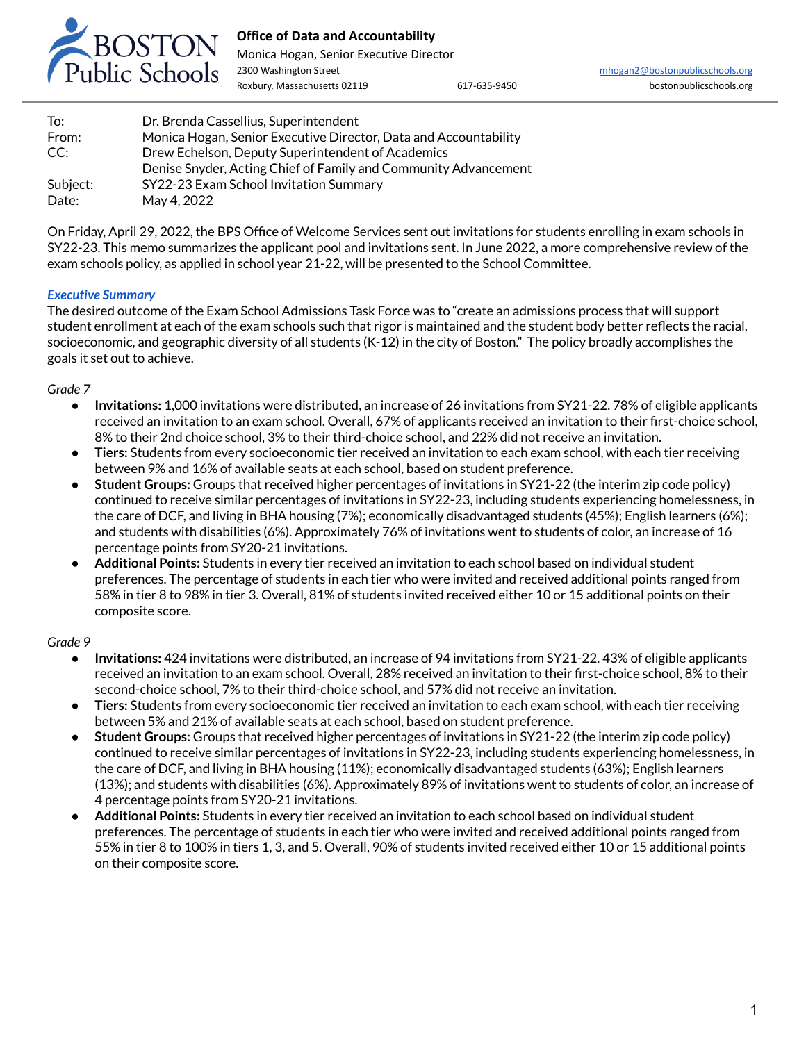**Office of Data and Accountability**
Monica Hogan, Senior Executive Director
2300 Washington Street
Roxbury, Massachusetts 02119
617-635-9450
mhogan2@bostonpublicschools.org
bostonpublicschools.org

| | |
|---|---|
| To: | Dr. Brenda Cassellius, Superintendent |
| From: | Monica Hogan, Senior Executive Director, Data and Accountability |
| CC: | Drew Echelson, Deputy Superintendent of Academics |
| | Denise Snyder, Acting Chief of Family and Community Advancement |
| Subject: | SY22-23 Exam School Invitation Summary |
| Date: | May 4, 2022 |

On Friday, April 29, 2022, the BPS Office of Welcome Services sent out invitations for students enrolling in exam schools in SY22-23. This memo summarizes the applicant pool and invitations sent. In June 2022, a more comprehensive review of the exam schools policy, as applied in school year 21-22, will be presented to the School Committee.

***Executive Summary***

The desired outcome of the Exam School Admissions Task Force was to "create an admissions process that will support student enrollment at each of the exam schools such that rigor is maintained and the student body better reflects the racial, socioeconomic, and geographic diversity of all students (K-12) in the city of Boston." The policy broadly accomplishes the goals it set out to achieve.

*Grade 7*

- **Invitations:** 1,000 invitations were distributed, an increase of 26 invitations from SY21-22. 78% of eligible applicants received an invitation to an exam school. Overall, 67% of applicants received an invitation to their first-choice school, 8% to their 2nd choice school, 3% to their third-choice school, and 22% did not receive an invitation.
- **Tiers:** Students from every socioeconomic tier received an invitation to each exam school, with each tier receiving between 9% and 16% of available seats at each school, based on student preference.
- **Student Groups:** Groups that received higher percentages of invitations in SY21-22 (the interim zip code policy) continued to receive similar percentages of invitations in SY22-23, including students experiencing homelessness, in the care of DCF, and living in BHA housing (7%); economically disadvantaged students (45%); English learners (6%); and students with disabilities (6%). Approximately 76% of invitations went to students of color, an increase of 16 percentage points from SY20-21 invitations.
- **Additional Points:** Students in every tier received an invitation to each school based on individual student preferences. The percentage of students in each tier who were invited and received additional points ranged from 58% in tier 8 to 98% in tier 3. Overall, 81% of students invited received either 10 or 15 additional points on their composite score.

*Grade 9*

- **Invitations:** 424 invitations were distributed, an increase of 94 invitations from SY21-22. 43% of eligible applicants received an invitation to an exam school. Overall, 28% received an invitation to their first-choice school, 8% to their second-choice school, 7% to their third-choice school, and 57% did not receive an invitation.
- **Tiers:** Students from every socioeconomic tier received an invitation to each exam school, with each tier receiving between 5% and 21% of available seats at each school, based on student preference.
- **Student Groups:** Groups that received higher percentages of invitations in SY21-22 (the interim zip code policy) continued to receive similar percentages of invitations in SY22-23, including students experiencing homelessness, in the care of DCF, and living in BHA housing (11%); economically disadvantaged students (63%); English learners (13%); and students with disabilities (6%). Approximately 89% of invitations went to students of color, an increase of 4 percentage points from SY20-21 invitations.
- **Additional Points:** Students in every tier received an invitation to each school based on individual student preferences. The percentage of students in each tier who were invited and received additional points ranged from 55% in tier 8 to 100% in tiers 1, 3, and 5. Overall, 90% of students invited received either 10 or 15 additional points on their composite score.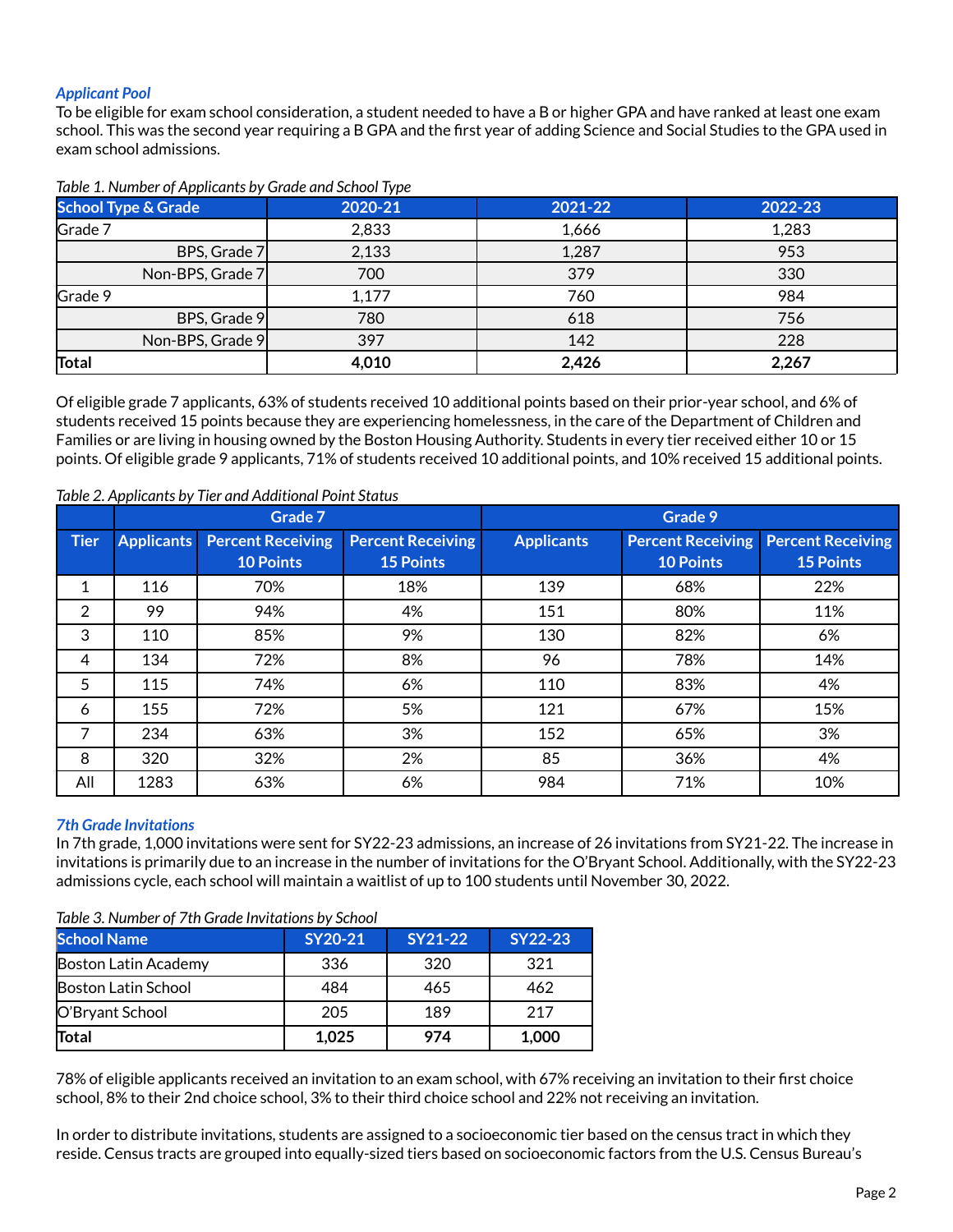### *Applicant Pool*

To be eligible for exam school consideration, a student needed to have a B or higher GPA and have ranked at least one exam school. This was the second year requiring a B GPA and the first year of adding Science and Social Studies to the GPA used in exam school admissions.

*Table 1. Number of Applicants by Grade and School Type*

| School Type & Grade | 2020-21 | 2021-22 | 2022-23 |
|---|---|---|---|
| Grade 7 | 2,833 | 1,666 | 1,283 |
| BPS, Grade 7 | 2,133 | 1,287 | 953 |
| Non-BPS, Grade 7 | 700 | 379 | 330 |
| Grade 9 | 1,177 | 760 | 984 |
| BPS, Grade 9 | 780 | 618 | 756 |
| Non-BPS, Grade 9 | 397 | 142 | 228 |
| **Total** | **4,010** | **2,426** | **2,267** |

Of eligible grade 7 applicants, 63% of students received 10 additional points based on their prior-year school, and 6% of students received 15 points because they are experiencing homelessness, in the care of the Department of Children and Families or are living in housing owned by the Boston Housing Authority. Students in every tier received either 10 or 15 points. Of eligible grade 9 applicants, 71% of students received 10 additional points, and 10% received 15 additional points.

*Table 2. Applicants by Tier and Additional Point Status*

| | Grade 7 | | | Grade 9 | | |
|---|---|---|---|---|---|---|
| Tier | Applicants | Percent Receiving 10 Points | Percent Receiving 15 Points | Applicants | Percent Receiving 10 Points | Percent Receiving 15 Points |
| 1 | 116 | 70% | 18% | 139 | 68% | 22% |
| 2 | 99 | 94% | 4% | 151 | 80% | 11% |
| 3 | 110 | 85% | 9% | 130 | 82% | 6% |
| 4 | 134 | 72% | 8% | 96 | 78% | 14% |
| 5 | 115 | 74% | 6% | 110 | 83% | 4% |
| 6 | 155 | 72% | 5% | 121 | 67% | 15% |
| 7 | 234 | 63% | 3% | 152 | 65% | 3% |
| 8 | 320 | 32% | 2% | 85 | 36% | 4% |
| All | 1283 | 63% | 6% | 984 | 71% | 10% |

### *7th Grade Invitations*

In 7th grade, 1,000 invitations were sent for SY22-23 admissions, an increase of 26 invitations from SY21-22. The increase in invitations is primarily due to an increase in the number of invitations for the O'Bryant School. Additionally, with the SY22-23 admissions cycle, each school will maintain a waitlist of up to 100 students until November 30, 2022.

*Table 3. Number of 7th Grade Invitations by School*

| School Name | SY20-21 | SY21-22 | SY22-23 |
|---|---|---|---|
| Boston Latin Academy | 336 | 320 | 321 |
| Boston Latin School | 484 | 465 | 462 |
| O'Bryant School | 205 | 189 | 217 |
| **Total** | **1,025** | **974** | **1,000** |

78% of eligible applicants received an invitation to an exam school, with 67% receiving an invitation to their first choice school, 8% to their 2nd choice school, 3% to their third choice school and 22% not receiving an invitation.

In order to distribute invitations, students are assigned to a socioeconomic tier based on the census tract in which they reside. Census tracts are grouped into equally-sized tiers based on socioeconomic factors from the U.S. Census Bureau's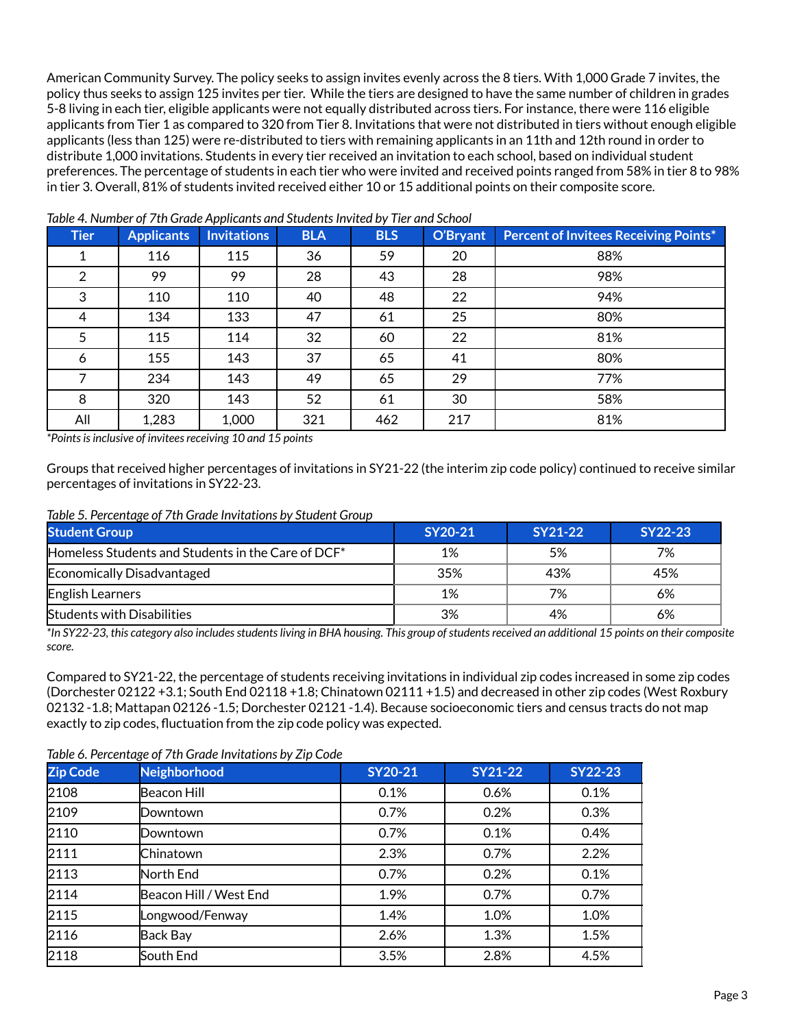American Community Survey. The policy seeks to assign invites evenly across the 8 tiers. With 1,000 Grade 7 invites, the policy thus seeks to assign 125 invites per tier. While the tiers are designed to have the same number of children in grades 5-8 living in each tier, eligible applicants were not equally distributed across tiers. For instance, there were 116 eligible applicants from Tier 1 as compared to 320 from Tier 8. Invitations that were not distributed in tiers without enough eligible applicants (less than 125) were re-distributed to tiers with remaining applicants in an 11th and 12th round in order to distribute 1,000 invitations. Students in every tier received an invitation to each school, based on individual student preferences. The percentage of students in each tier who were invited and received points ranged from 58% in tier 8 to 98% in tier 3. Overall, 81% of students invited received either 10 or 15 additional points on their composite score.

*Table 4. Number of 7th Grade Applicants and Students Invited by Tier and School*

| Tier | Applicants | Invitations | BLA | BLS | O'Bryant | Percent of Invitees Receiving Points* |
|---|---|---|---|---|---|---|
| 1 | 116 | 115 | 36 | 59 | 20 | 88% |
| 2 | 99 | 99 | 28 | 43 | 28 | 98% |
| 3 | 110 | 110 | 40 | 48 | 22 | 94% |
| 4 | 134 | 133 | 47 | 61 | 25 | 80% |
| 5 | 115 | 114 | 32 | 60 | 22 | 81% |
| 6 | 155 | 143 | 37 | 65 | 41 | 80% |
| 7 | 234 | 143 | 49 | 65 | 29 | 77% |
| 8 | 320 | 143 | 52 | 61 | 30 | 58% |
| All | 1,283 | 1,000 | 321 | 462 | 217 | 81% |

*\*Points is inclusive of invitees receiving 10 and 15 points*

Groups that received higher percentages of invitations in SY21-22 (the interim zip code policy) continued to receive similar percentages of invitations in SY22-23.

*Table 5. Percentage of 7th Grade Invitations by Student Group*

| Student Group | SY20-21 | SY21-22 | SY22-23 |
|---|---|---|---|
| Homeless Students and Students in the Care of DCF* | 1% | 5% | 7% |
| Economically Disadvantaged | 35% | 43% | 45% |
| English Learners | 1% | 7% | 6% |
| Students with Disabilities | 3% | 4% | 6% |

*\*In SY22-23, this category also includes students living in BHA housing. This group of students received an additional 15 points on their composite score.*

Compared to SY21-22, the percentage of students receiving invitations in individual zip codes increased in some zip codes (Dorchester 02122 +3.1; South End 02118 +1.8; Chinatown 02111 +1.5) and decreased in other zip codes (West Roxbury 02132 -1.8; Mattapan 02126 -1.5; Dorchester 02121 -1.4). Because socioeconomic tiers and census tracts do not map exactly to zip codes, fluctuation from the zip code policy was expected.

*Table 6. Percentage of 7th Grade Invitations by Zip Code*

| Zip Code | Neighborhood | SY20-21 | SY21-22 | SY22-23 |
|---|---|---|---|---|
| 2108 | Beacon Hill | 0.1% | 0.6% | 0.1% |
| 2109 | Downtown | 0.7% | 0.2% | 0.3% |
| 2110 | Downtown | 0.7% | 0.1% | 0.4% |
| 2111 | Chinatown | 2.3% | 0.7% | 2.2% |
| 2113 | North End | 0.7% | 0.2% | 0.1% |
| 2114 | Beacon Hill / West End | 1.9% | 0.7% | 0.7% |
| 2115 | Longwood/Fenway | 1.4% | 1.0% | 1.0% |
| 2116 | Back Bay | 2.6% | 1.3% | 1.5% |
| 2118 | South End | 3.5% | 2.8% | 4.5% |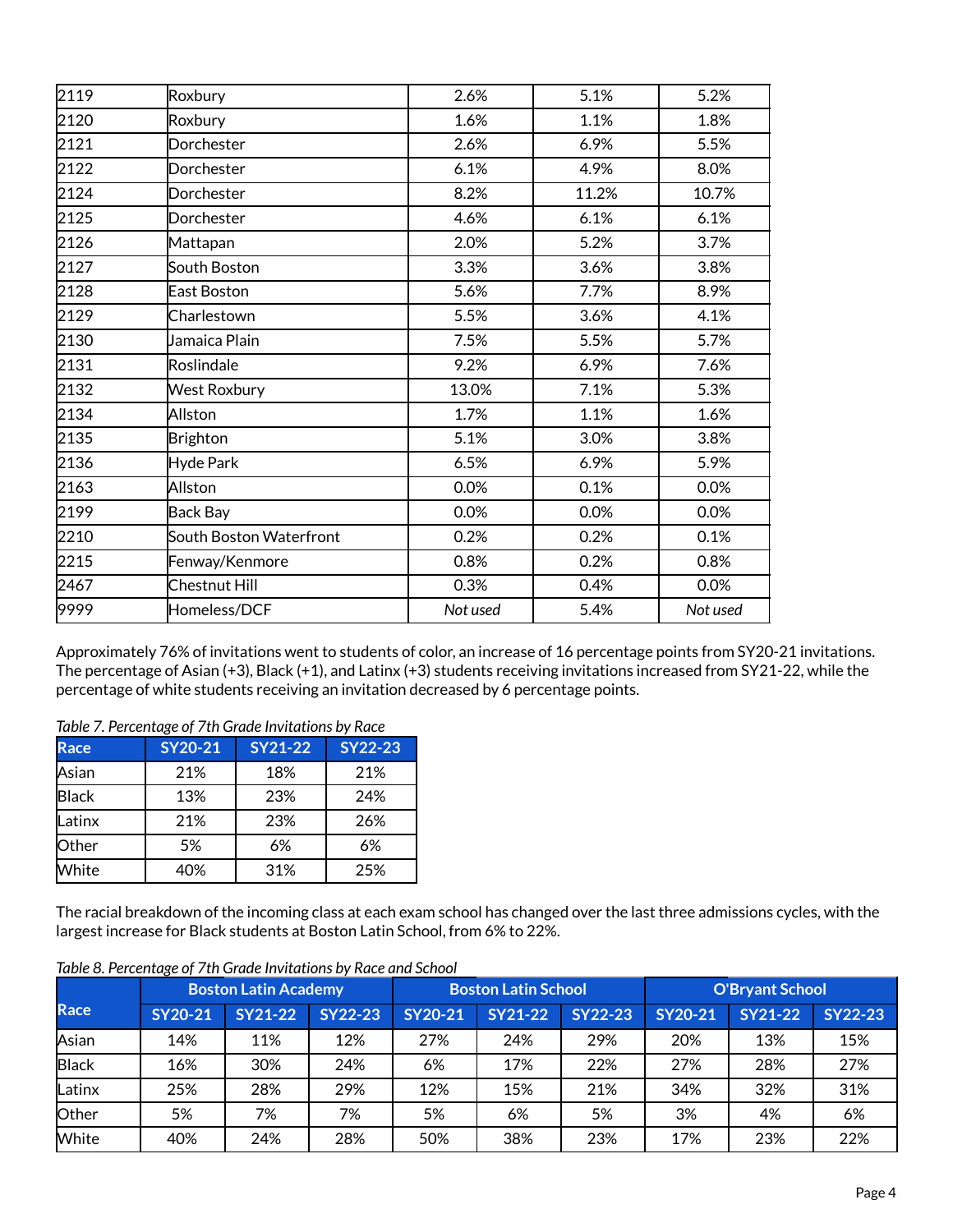| 2119 | Roxbury | 2.6% | 5.1% | 5.2% |
|---|---|---|---|---|
| 2120 | Roxbury | 1.6% | 1.1% | 1.8% |
| 2121 | Dorchester | 2.6% | 6.9% | 5.5% |
| 2122 | Dorchester | 6.1% | 4.9% | 8.0% |
| 2124 | Dorchester | 8.2% | 11.2% | 10.7% |
| 2125 | Dorchester | 4.6% | 6.1% | 6.1% |
| 2126 | Mattapan | 2.0% | 5.2% | 3.7% |
| 2127 | South Boston | 3.3% | 3.6% | 3.8% |
| 2128 | East Boston | 5.6% | 7.7% | 8.9% |
| 2129 | Charlestown | 5.5% | 3.6% | 4.1% |
| 2130 | Jamaica Plain | 7.5% | 5.5% | 5.7% |
| 2131 | Roslindale | 9.2% | 6.9% | 7.6% |
| 2132 | West Roxbury | 13.0% | 7.1% | 5.3% |
| 2134 | Allston | 1.7% | 1.1% | 1.6% |
| 2135 | Brighton | 5.1% | 3.0% | 3.8% |
| 2136 | Hyde Park | 6.5% | 6.9% | 5.9% |
| 2163 | Allston | 0.0% | 0.1% | 0.0% |
| 2199 | Back Bay | 0.0% | 0.0% | 0.0% |
| 2210 | South Boston Waterfront | 0.2% | 0.2% | 0.1% |
| 2215 | Fenway/Kenmore | 0.8% | 0.2% | 0.8% |
| 2467 | Chestnut Hill | 0.3% | 0.4% | 0.0% |
| 9999 | Homeless/DCF | *Not used* | 5.4% | *Not used* |

Approximately 76% of invitations went to students of color, an increase of 16 percentage points from SY20-21 invitations. The percentage of Asian (+3), Black (+1), and Latinx (+3) students receiving invitations increased from SY21-22, while the percentage of white students receiving an invitation decreased by 6 percentage points.

*Table 7. Percentage of 7th Grade Invitations by Race*

| Race | SY20-21 | SY21-22 | SY22-23 |
|---|---|---|---|
| Asian | 21% | 18% | 21% |
| Black | 13% | 23% | 24% |
| Latinx | 21% | 23% | 26% |
| Other | 5% | 6% | 6% |
| White | 40% | 31% | 25% |

The racial breakdown of the incoming class at each exam school has changed over the last three admissions cycles, with the largest increase for Black students at Boston Latin School, from 6% to 22%.

*Table 8. Percentage of 7th Grade Invitations by Race and School*

| Race | Boston Latin Academy | | | Boston Latin School | | | O'Bryant School | | |
|---|---|---|---|---|---|---|---|---|---|
| | SY20-21 | SY21-22 | SY22-23 | SY20-21 | SY21-22 | SY22-23 | SY20-21 | SY21-22 | SY22-23 |
| Asian | 14% | 11% | 12% | 27% | 24% | 29% | 20% | 13% | 15% |
| Black | 16% | 30% | 24% | 6% | 17% | 22% | 27% | 28% | 27% |
| Latinx | 25% | 28% | 29% | 12% | 15% | 21% | 34% | 32% | 31% |
| Other | 5% | 7% | 7% | 5% | 6% | 5% | 3% | 4% | 6% |
| White | 40% | 24% | 28% | 50% | 38% | 23% | 17% | 23% | 22% |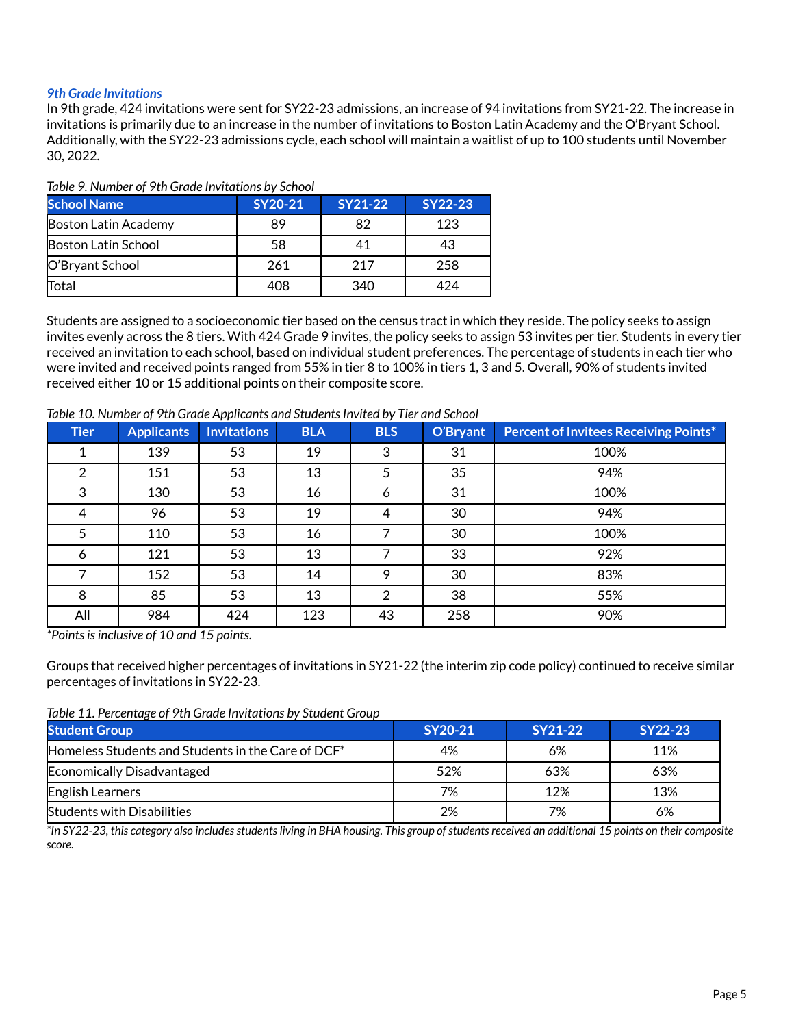### *9th Grade Invitations*

In 9th grade, 424 invitations were sent for SY22-23 admissions, an increase of 94 invitations from SY21-22. The increase in invitations is primarily due to an increase in the number of invitations to Boston Latin Academy and the O'Bryant School. Additionally, with the SY22-23 admissions cycle, each school will maintain a waitlist of up to 100 students until November 30, 2022.

*Table 9. Number of 9th Grade Invitations by School*

| School Name | SY20-21 | SY21-22 | SY22-23 |
|---|---|---|---|
| Boston Latin Academy | 89 | 82 | 123 |
| Boston Latin School | 58 | 41 | 43 |
| O'Bryant School | 261 | 217 | 258 |
| Total | 408 | 340 | 424 |

Students are assigned to a socioeconomic tier based on the census tract in which they reside. The policy seeks to assign invites evenly across the 8 tiers. With 424 Grade 9 invites, the policy seeks to assign 53 invites per tier. Students in every tier received an invitation to each school, based on individual student preferences. The percentage of students in each tier who were invited and received points ranged from 55% in tier 8 to 100% in tiers 1, 3 and 5. Overall, 90% of students invited received either 10 or 15 additional points on their composite score.

*Table 10. Number of 9th Grade Applicants and Students Invited by Tier and School*

| Tier | Applicants | Invitations | BLA | BLS | O'Bryant | Percent of Invitees Receiving Points* |
|---|---|---|---|---|---|---|
| 1 | 139 | 53 | 19 | 3 | 31 | 100% |
| 2 | 151 | 53 | 13 | 5 | 35 | 94% |
| 3 | 130 | 53 | 16 | 6 | 31 | 100% |
| 4 | 96 | 53 | 19 | 4 | 30 | 94% |
| 5 | 110 | 53 | 16 | 7 | 30 | 100% |
| 6 | 121 | 53 | 13 | 7 | 33 | 92% |
| 7 | 152 | 53 | 14 | 9 | 30 | 83% |
| 8 | 85 | 53 | 13 | 2 | 38 | 55% |
| All | 984 | 424 | 123 | 43 | 258 | 90% |

*\*Points is inclusive of 10 and 15 points.*

Groups that received higher percentages of invitations in SY21-22 (the interim zip code policy) continued to receive similar percentages of invitations in SY22-23.

*Table 11. Percentage of 9th Grade Invitations by Student Group*

| Student Group | SY20-21 | SY21-22 | SY22-23 |
|---|---|---|---|
| Homeless Students and Students in the Care of DCF* | 4% | 6% | 11% |
| Economically Disadvantaged | 52% | 63% | 63% |
| English Learners | 7% | 12% | 13% |
| Students with Disabilities | 2% | 7% | 6% |

*\*In SY22-23, this category also includes students living in BHA housing. This group of students received an additional 15 points on their composite score.*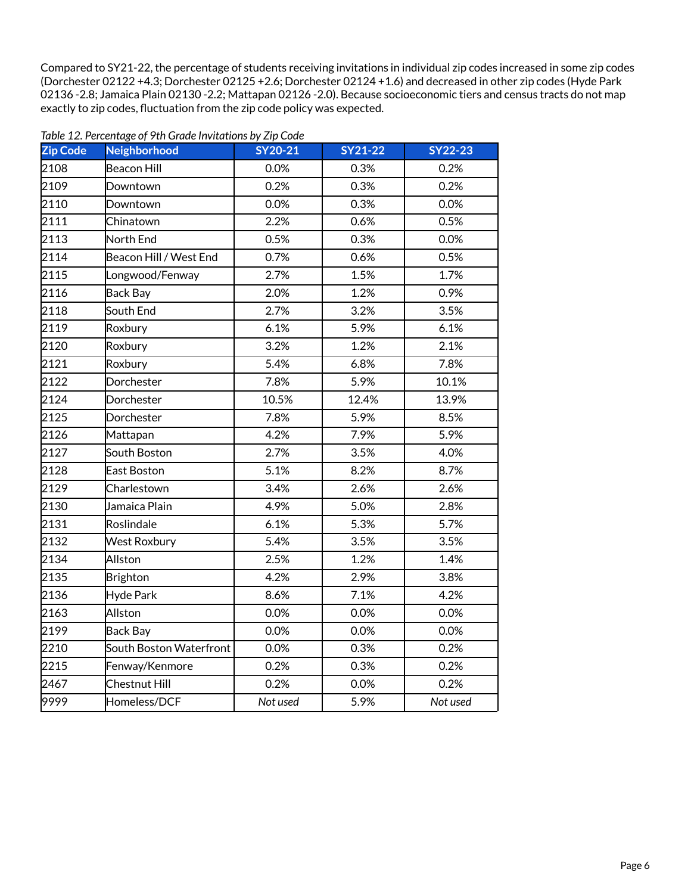Compared to SY21-22, the percentage of students receiving invitations in individual zip codes increased in some zip codes (Dorchester 02122 +4.3; Dorchester 02125 +2.6; Dorchester 02124 +1.6) and decreased in other zip codes (Hyde Park 02136 -2.8; Jamaica Plain 02130 -2.2; Mattapan 02126 -2.0). Because socioeconomic tiers and census tracts do not map exactly to zip codes, fluctuation from the zip code policy was expected.

*Table 12. Percentage of 9th Grade Invitations by Zip Code*

| Zip Code | Neighborhood | SY20-21 | SY21-22 | SY22-23 |
|---|---|---|---|---|
| 2108 | Beacon Hill | 0.0% | 0.3% | 0.2% |
| 2109 | Downtown | 0.2% | 0.3% | 0.2% |
| 2110 | Downtown | 0.0% | 0.3% | 0.0% |
| 2111 | Chinatown | 2.2% | 0.6% | 0.5% |
| 2113 | North End | 0.5% | 0.3% | 0.0% |
| 2114 | Beacon Hill / West End | 0.7% | 0.6% | 0.5% |
| 2115 | Longwood/Fenway | 2.7% | 1.5% | 1.7% |
| 2116 | Back Bay | 2.0% | 1.2% | 0.9% |
| 2118 | South End | 2.7% | 3.2% | 3.5% |
| 2119 | Roxbury | 6.1% | 5.9% | 6.1% |
| 2120 | Roxbury | 3.2% | 1.2% | 2.1% |
| 2121 | Roxbury | 5.4% | 6.8% | 7.8% |
| 2122 | Dorchester | 7.8% | 5.9% | 10.1% |
| 2124 | Dorchester | 10.5% | 12.4% | 13.9% |
| 2125 | Dorchester | 7.8% | 5.9% | 8.5% |
| 2126 | Mattapan | 4.2% | 7.9% | 5.9% |
| 2127 | South Boston | 2.7% | 3.5% | 4.0% |
| 2128 | East Boston | 5.1% | 8.2% | 8.7% |
| 2129 | Charlestown | 3.4% | 2.6% | 2.6% |
| 2130 | Jamaica Plain | 4.9% | 5.0% | 2.8% |
| 2131 | Roslindale | 6.1% | 5.3% | 5.7% |
| 2132 | West Roxbury | 5.4% | 3.5% | 3.5% |
| 2134 | Allston | 2.5% | 1.2% | 1.4% |
| 2135 | Brighton | 4.2% | 2.9% | 3.8% |
| 2136 | Hyde Park | 8.6% | 7.1% | 4.2% |
| 2163 | Allston | 0.0% | 0.0% | 0.0% |
| 2199 | Back Bay | 0.0% | 0.0% | 0.0% |
| 2210 | South Boston Waterfront | 0.0% | 0.3% | 0.2% |
| 2215 | Fenway/Kenmore | 0.2% | 0.3% | 0.2% |
| 2467 | Chestnut Hill | 0.2% | 0.0% | 0.2% |
| 9999 | Homeless/DCF | *Not used* | 5.9% | *Not used* |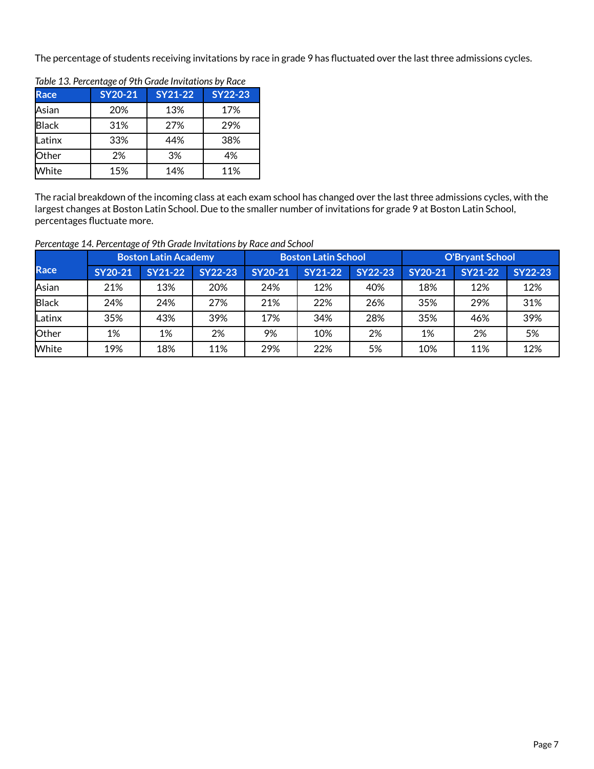The percentage of students receiving invitations by race in grade 9 has fluctuated over the last three admissions cycles.

*Table 13. Percentage of 9th Grade Invitations by Race*

| Race | SY20-21 | SY21-22 | SY22-23 |
|---|---|---|---|
| Asian | 20% | 13% | 17% |
| Black | 31% | 27% | 29% |
| Latinx | 33% | 44% | 38% |
| Other | 2% | 3% | 4% |
| White | 15% | 14% | 11% |

The racial breakdown of the incoming class at each exam school has changed over the last three admissions cycles, with the largest changes at Boston Latin School. Due to the smaller number of invitations for grade 9 at Boston Latin School, percentages fluctuate more.

*Percentage 14. Percentage of 9th Grade Invitations by Race and School*

| Race | Boston Latin Academy | | | Boston Latin School | | | O'Bryant School | | |
|---|---|---|---|---|---|---|---|---|---|
| | SY20-21 | SY21-22 | SY22-23 | SY20-21 | SY21-22 | SY22-23 | SY20-21 | SY21-22 | SY22-23 |
| Asian | 21% | 13% | 20% | 24% | 12% | 40% | 18% | 12% | 12% |
| Black | 24% | 24% | 27% | 21% | 22% | 26% | 35% | 29% | 31% |
| Latinx | 35% | 43% | 39% | 17% | 34% | 28% | 35% | 46% | 39% |
| Other | 1% | 1% | 2% | 9% | 10% | 2% | 1% | 2% | 5% |
| White | 19% | 18% | 11% | 29% | 22% | 5% | 10% | 11% | 12% |